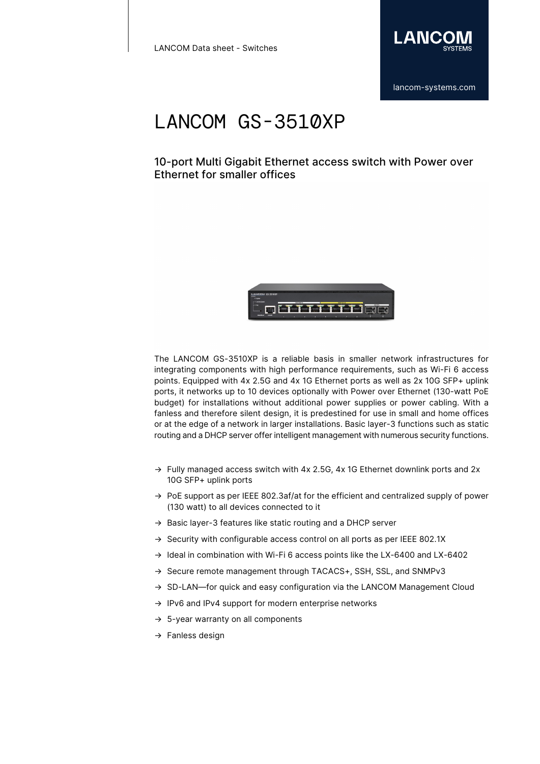# LANCOM GS-3510XP

## 10-port Multi Gigabit Ethernet access switch with Power over Ethernet for smaller offices

The LANCOM GS-3510XP is a reliable basis in smaller network infrastructures for integrating components with high performance requirements, such as Wi-Fi 6 access points. Equipped with 4x 2.5G and 4x 1G Ethernet ports as well as 2x 10G SFP+ uplink ports, it networks up to 10 devices optionally with Power over Ethernet (130-watt PoE budget) for installations without additional power supplies or power cabling. With a fanless and therefore silent design, it is predestined for use in small and home offices or at the edge of a network in larger installations. Basic layer-3 functions such as static routing and a DHCP server offer intelligent management with numerous security functions.

- → Fully managed access switch with 4x 2.5G, 4x 1G Ethernet downlink ports and 2x 10G SFP+ uplink ports
- → PoE support as per IEEE 802.3af/at for the efficient and centralized supply of power (130 watt) to all devices connected to it
- → Basic layer-3 features like static routing and a DHCP server
- → Security with configurable access control on all ports as per IEEE 802.1X
- → Ideal in combination with Wi-Fi 6 access points like the LX-6400 and LX-6402
- → Secure remote management through TACACS+, SSH, SSL, and SNMPv3
- → SD-LAN—for quick and easy configuration via the LANCOM Management Cloud
- → IPv6 and IPv4 support for modern enterprise networks
- → 5-year warranty on all components
- → Fanless design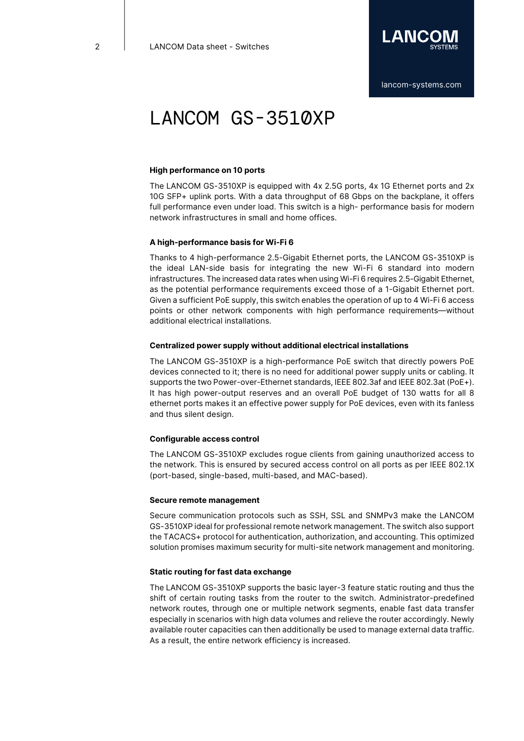# LANCOM GS-3510XP

### High performance on 10 ports

The LANCOM GS-3510XP is equipped with 4x 2.5G ports, 4x 1G Ethernet ports and 2x 10G SFP+ uplink ports. With a data throughput of 68 Gbps on the backplane, it offers full performance even under load. This switch is a high- performance basis for modern network infrastructures in small and home offices.

### A high-performance basis for Wi-Fi 6

Thanks to 4 high-performance 2.5-Gigabit Ethernet ports, the LANCOM GS-3510XP is the ideal LAN-side basis for integrating the new Wi-Fi 6 standard into modern infrastructures. The increased data rates when using Wi-Fi 6 requires 2.5-Gigabit Ethernet, as the potential performance requirements exceed those of a 1-Gigabit Ethernet port. Given a sufficient PoE supply, this switch enables the operation of up to 4 Wi-Fi 6 access points or other network components with high performance requirements—without additional electrical installations.

### Centralized power supply without additional electrical installations

The LANCOM GS-3510XP is a high-performance PoE switch that directly powers PoE devices connected to it; there is no need for additional power supply units or cabling. It supports the two Power-over-Ethernet standards, IEEE 802.3af and IEEE 802.3at (PoE+). It has high power-output reserves and an overall PoE budget of 130 watts for all 8 ethernet ports makes it an effective power supply for PoE devices, even with its fanless and thus silent design.

### Configurable access control

The LANCOM GS-3510XP excludes rogue clients from gaining unauthorized access to the network. This is ensured by secured access control on all ports as per IEEE 802.1X (port-based, single-based, multi-based, and MAC-based).

### Secure remote management

Secure communication protocols such as SSH, SSL and SNMPv3 make the LANCOM GS-3510XP ideal for professional remote network management. The switch also support the TACACS+ protocol for authentication, authorization, and accounting. This optimized solution promises maximum security for multi-site network management and monitoring.

### Static routing for fast data exchange

The LANCOM GS-3510XP supports the basic layer-3 feature static routing and thus the shift of certain routing tasks from the router to the switch. Administrator-predefined network routes, through one or multiple network segments, enable fast data transfer especially in scenarios with high data volumes and relieve the router accordingly. Newly available router capacities can then additionally be used to manage external data traffic. As a result, the entire network efficiency is increased.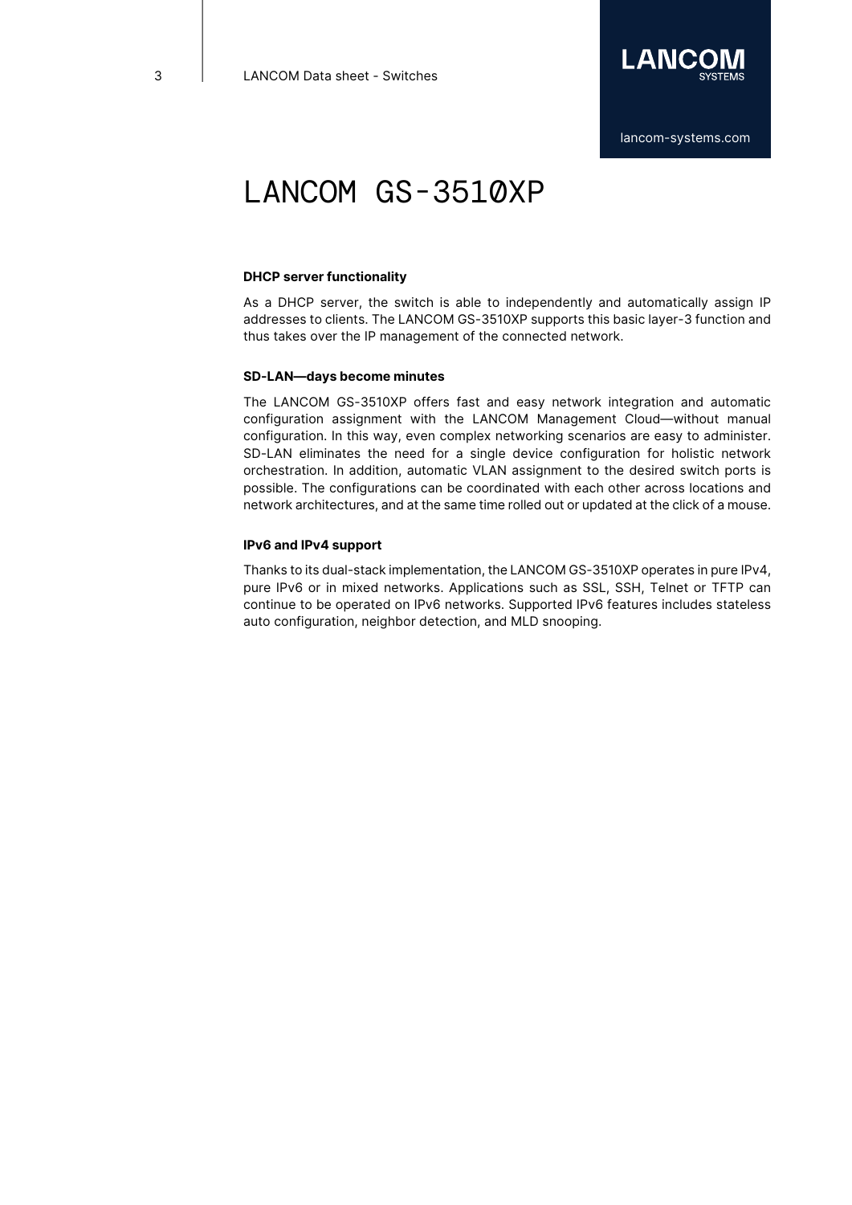# LANCOM GS-3510XP

### DHCP server functionality

As a DHCP server, the switch is able to independently and automatically assign IP addresses to clients. The LANCOM GS-3510XP supports this basic layer-3 function and thus takes over the IP management of the connected network.

### SD-LAN—days become minutes

The LANCOM GS-3510XP offers fast and easy network integration and automatic configuration assignment with the LANCOM Management Cloud—without manual configuration. In this way, even complex networking scenarios are easy to administer. SD-LAN eliminates the need for a single device configuration for holistic network orchestration. In addition, automatic VLAN assignment to the desired switch ports is possible. The configurations can be coordinated with each other across locations and network architectures, and at the same time rolled out or updated at the click of a mouse.

### IPv6 and IPv4 support

Thanks to its dual-stack implementation, the LANCOM GS-3510XP operates in pure IPv4, pure IPv6 or in mixed networks. Applications such as SSL, SSH, Telnet or TFTP can continue to be operated on IPv6 networks. Supported IPv6 features includes stateless auto configuration, neighbor detection, and MLD snooping.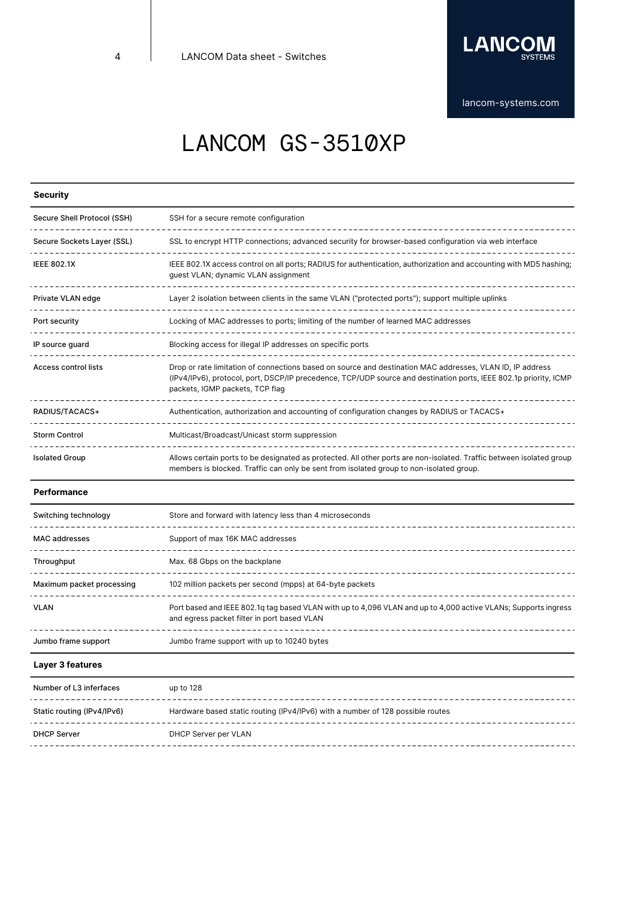# LANCOM GS-3510XP

| Security | |
|---|---|
| Secure Shell Protocol (SSH) | SSH for a secure remote configuration |
| Secure Sockets Layer (SSL) | SSL to encrypt HTTP connections; advanced security for browser-based configuration via web interface |
| IEEE 802.1X | IEEE 802.1X access control on all ports; RADIUS for authentication, authorization and accounting with MD5 hashing; guest VLAN; dynamic VLAN assignment |
| Private VLAN edge | Layer 2 isolation between clients in the same VLAN ("protected ports"); support multiple uplinks |
| Port security | Locking of MAC addresses to ports; limiting of the number of learned MAC addresses |
| IP source guard | Blocking access for illegal IP addresses on specific ports |
| Access control lists | Drop or rate limitation of connections based on source and destination MAC addresses, VLAN ID, IP address (IPv4/IPv6), protocol, port, DSCP/IP precedence, TCP/UDP source and destination ports, IEEE 802.1p priority, ICMP packets, IGMP packets, TCP flag |
| RADIUS/TACACS+ | Authentication, authorization and accounting of configuration changes by RADIUS or TACACS+ |
| Storm Control | Multicast/Broadcast/Unicast storm suppression |
| Isolated Group | Allows certain ports to be designated as protected. All other ports are non-isolated. Traffic between isolated group members is blocked. Traffic can only be sent from isolated group to non-isolated group. |

| Performance | |
|---|---|
| Switching technology | Store and forward with latency less than 4 microseconds |
| MAC addresses | Support of max 16K MAC addresses |
| Throughput | Max. 68 Gbps on the backplane |
| Maximum packet processing | 102 million packets per second (mpps) at 64-byte packets |
| VLAN | Port based and IEEE 802.1q tag based VLAN with up to 4,096 VLAN and up to 4,000 active VLANs; Supports ingress and egress packet filter in port based VLAN |
| Jumbo frame support | Jumbo frame support with up to 10240 bytes |

| Layer 3 features | |
|---|---|
| Number of L3 inferfaces | up to 128 |
| Static routing (IPv4/IPv6) | Hardware based static routing (IPv4/IPv6) with a number of 128 possible routes |
| DHCP Server | DHCP Server per VLAN |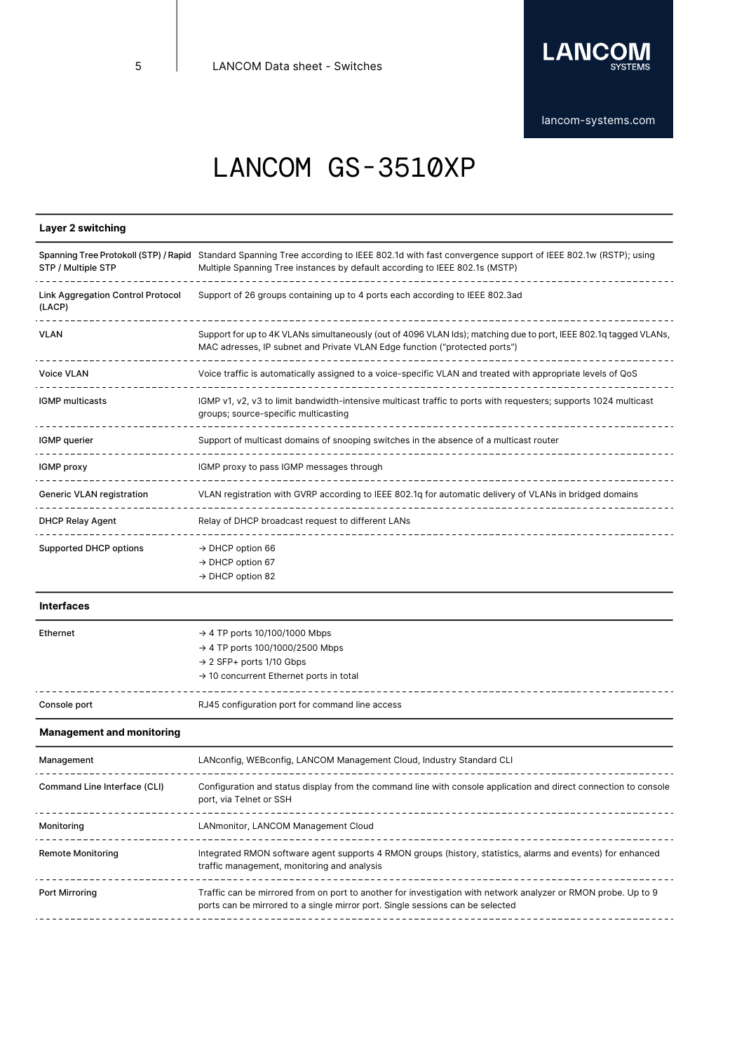# LANCOM GS-3510XP

| Layer 2 switching | |
|---|---|
| Spanning Tree Protokoll (STP) / Rapid STP / Multiple STP | Standard Spanning Tree according to IEEE 802.1d with fast convergence support of IEEE 802.1w (RSTP); using Multiple Spanning Tree instances by default according to IEEE 802.1s (MSTP) |
| Link Aggregation Control Protocol (LACP) | Support of 26 groups containing up to 4 ports each according to IEEE 802.3ad |
| VLAN | Support for up to 4K VLANs simultaneously (out of 4096 VLAN Ids); matching due to port, IEEE 802.1q tagged VLANs, MAC adresses, IP subnet and Private VLAN Edge function ("protected ports") |
| Voice VLAN | Voice traffic is automatically assigned to a voice-specific VLAN and treated with appropriate levels of QoS |
| IGMP multicasts | IGMP v1, v2, v3 to limit bandwidth-intensive multicast traffic to ports with requesters; supports 1024 multicast groups; source-specific multicasting |
| IGMP querier | Support of multicast domains of snooping switches in the absence of a multicast router |
| IGMP proxy | IGMP proxy to pass IGMP messages through |
| Generic VLAN registration | VLAN registration with GVRP according to IEEE 802.1q for automatic delivery of VLANs in bridged domains |
| DHCP Relay Agent | Relay of DHCP broadcast request to different LANs |
| Supported DHCP options | → DHCP option 66<br>→ DHCP option 67<br>→ DHCP option 82 |

| Interfaces | |
|---|---|
| Ethernet | → 4 TP ports 10/100/1000 Mbps<br>→ 4 TP ports 100/1000/2500 Mbps<br>→ 2 SFP+ ports 1/10 Gbps<br>→ 10 concurrent Ethernet ports in total |
| Console port | RJ45 configuration port for command line access |

| Management and monitoring | |
|---|---|
| Management | LANconfig, WEBconfig, LANCOM Management Cloud, Industry Standard CLI |
| Command Line Interface (CLI) | Configuration and status display from the command line with console application and direct connection to console port, via Telnet or SSH |
| Monitoring | LANmonitor, LANCOM Management Cloud |
| Remote Monitoring | Integrated RMON software agent supports 4 RMON groups (history, statistics, alarms and events) for enhanced traffic management, monitoring and analysis |
| Port Mirroring | Traffic can be mirrored from on port to another for investigation with network analyzer or RMON probe. Up to 9 ports can be mirrored to a single mirror port. Single sessions can be selected |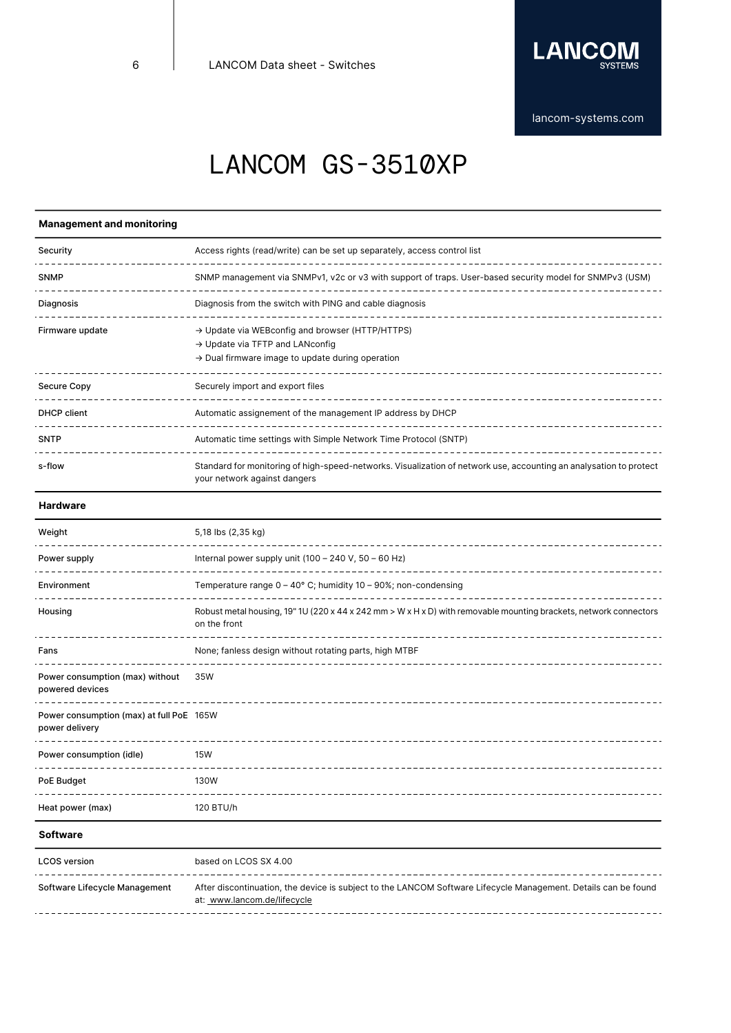# LANCOM GS-3510XP

| Management and monitoring | |
|---|---|
| Security | Access rights (read/write) can be set up separately, access control list |
| SNMP | SNMP management via SNMPv1, v2c or v3 with support of traps. User-based security model for SNMPv3 (USM) |
| Diagnosis | Diagnosis from the switch with PING and cable diagnosis |
| Firmware update | → Update via WEBconfig and browser (HTTP/HTTPS)<br>→ Update via TFTP and LANconfig<br>→ Dual firmware image to update during operation |
| Secure Copy | Securely import and export files |
| DHCP client | Automatic assignement of the management IP address by DHCP |
| SNTP | Automatic time settings with Simple Network Time Protocol (SNTP) |
| s-flow | Standard for monitoring of high-speed-networks. Visualization of network use, accounting an analysation to protect your network against dangers |

| Hardware | |
|---|---|
| Weight | 5,18 lbs (2,35 kg) |
| Power supply | Internal power supply unit (100 – 240 V, 50 – 60 Hz) |
| Environment | Temperature range 0 – 40° C; humidity 10 – 90%; non-condensing |
| Housing | Robust metal housing, 19" 1U (220 x 44 x 242 mm > W x H x D) with removable mounting brackets, network connectors on the front |
| Fans | None; fanless design without rotating parts, high MTBF |
| Power consumption (max) without powered devices | 35W |
| Power consumption (max) at full PoE power delivery | 165W |
| Power consumption (idle) | 15W |
| PoE Budget | 130W |
| Heat power (max) | 120 BTU/h |

| Software | |
|---|---|
| LCOS version | based on LCOS SX 4.00 |
| Software Lifecycle Management | After discontinuation, the device is subject to the LANCOM Software Lifecycle Management. Details can be found at: www.lancom.de/lifecycle |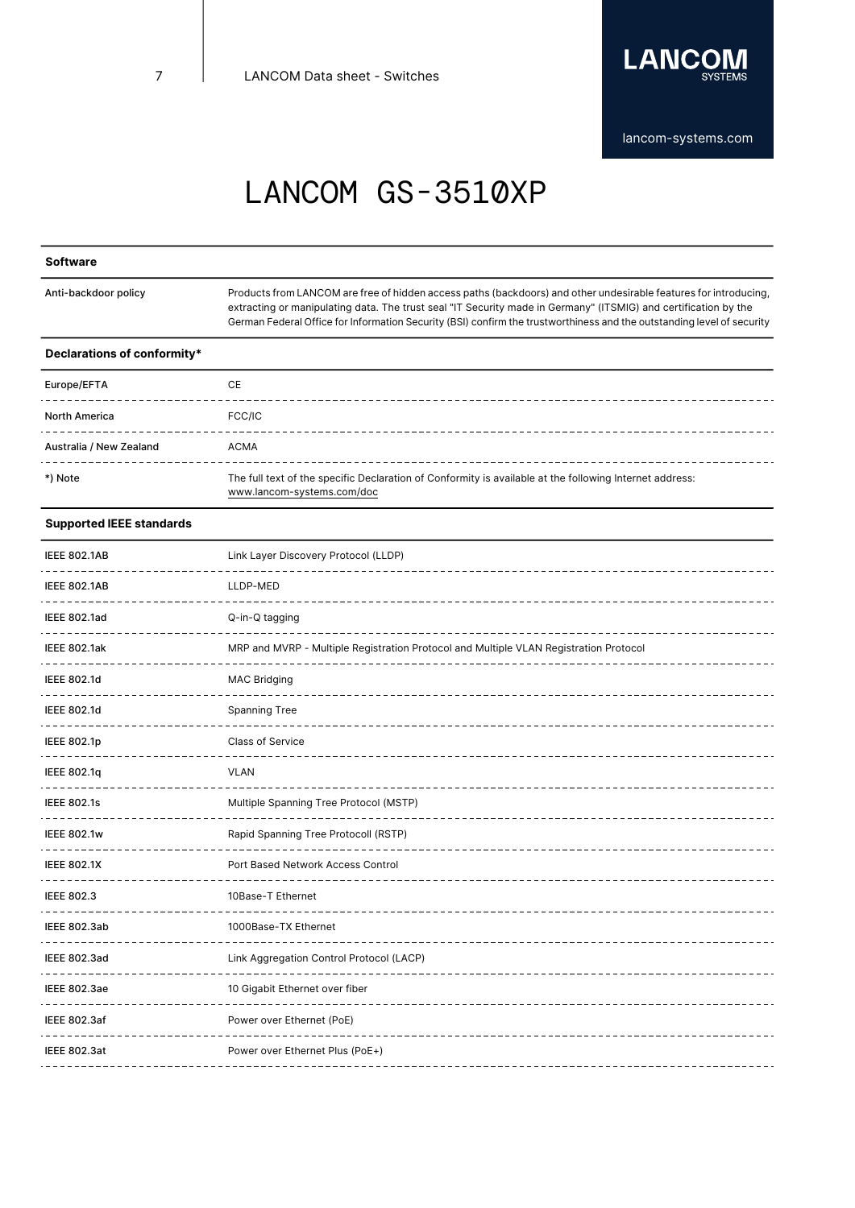# LANCOM GS-3510XP

| Software | |
|---|---|
| Anti-backdoor policy | Products from LANCOM are free of hidden access paths (backdoors) and other undesirable features for introducing, extracting or manipulating data. The trust seal "IT Security made in Germany" (ITSMIG) and certification by the German Federal Office for Information Security (BSI) confirm the trustworthiness and the outstanding level of security |

| Declarations of conformity* | |
|---|---|
| Europe/EFTA | CE |
| North America | FCC/IC |
| Australia / New Zealand | ACMA |
| *) Note | The full text of the specific Declaration of Conformity is available at the following Internet address: www.lancom-systems.com/doc |

| Supported IEEE standards | |
|---|---|
| IEEE 802.1AB | Link Layer Discovery Protocol (LLDP) |
| IEEE 802.1AB | LLDP-MED |
| IEEE 802.1ad | Q-in-Q tagging |
| IEEE 802.1ak | MRP and MVRP - Multiple Registration Protocol and Multiple VLAN Registration Protocol |
| IEEE 802.1d | MAC Bridging |
| IEEE 802.1d | Spanning Tree |
| IEEE 802.1p | Class of Service |
| IEEE 802.1q | VLAN |
| IEEE 802.1s | Multiple Spanning Tree Protocol (MSTP) |
| IEEE 802.1w | Rapid Spanning Tree Protocoll (RSTP) |
| IEEE 802.1X | Port Based Network Access Control |
| IEEE 802.3 | 10Base-T Ethernet |
| IEEE 802.3ab | 1000Base-TX Ethernet |
| IEEE 802.3ad | Link Aggregation Control Protocol (LACP) |
| IEEE 802.3ae | 10 Gigabit Ethernet over fiber |
| IEEE 802.3af | Power over Ethernet (PoE) |
| IEEE 802.3at | Power over Ethernet Plus (PoE+) |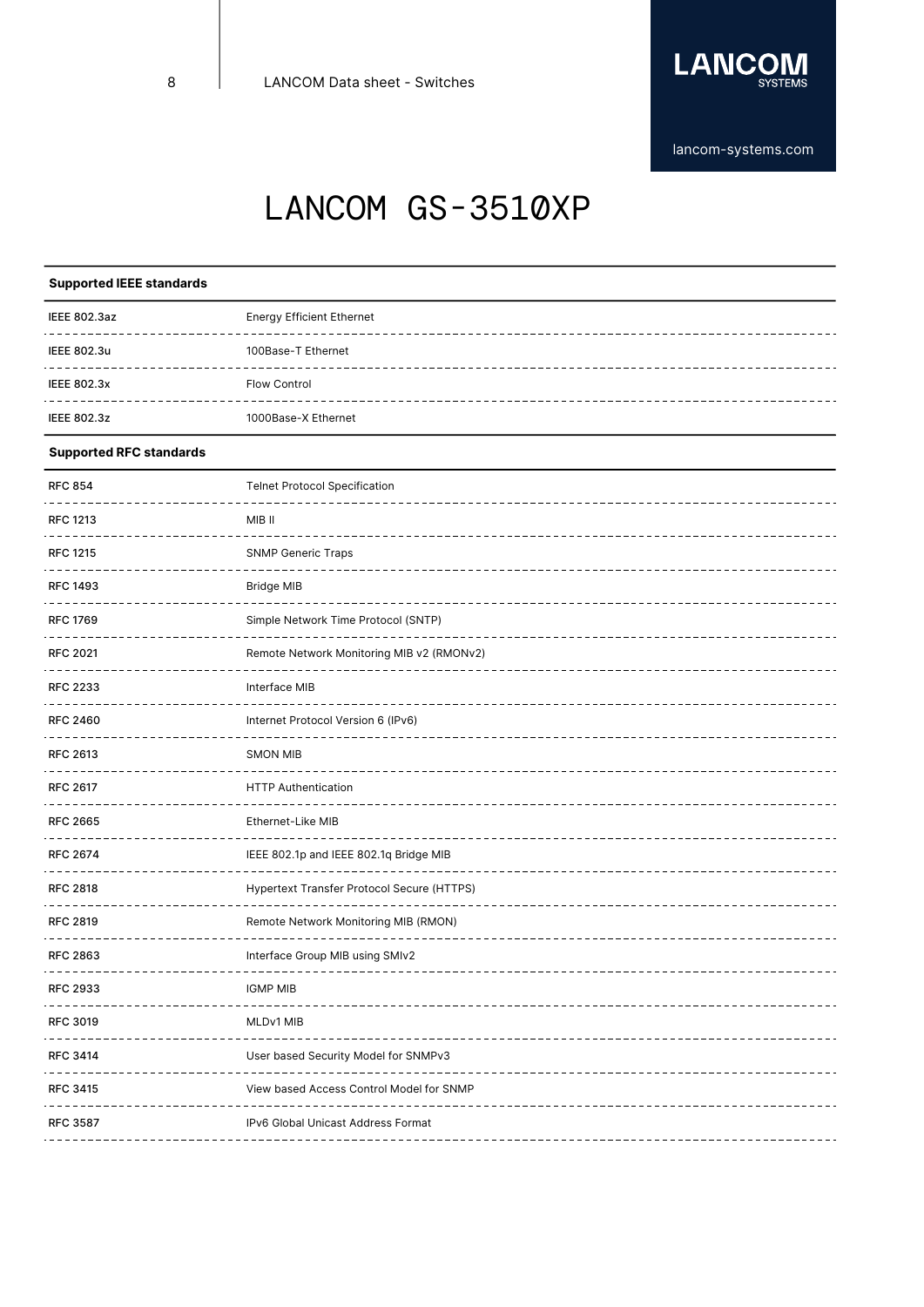# LANCOM GS-3510XP

| Supported IEEE standards | |
|---|---|
| IEEE 802.3az | Energy Efficient Ethernet |
| IEEE 802.3u | 100Base-T Ethernet |
| IEEE 802.3x | Flow Control |
| IEEE 802.3z | 1000Base-X Ethernet |

| Supported RFC standards | |
|---|---|
| RFC 854 | Telnet Protocol Specification |
| RFC 1213 | MIB II |
| RFC 1215 | SNMP Generic Traps |
| RFC 1493 | Bridge MIB |
| RFC 1769 | Simple Network Time Protocol (SNTP) |
| RFC 2021 | Remote Network Monitoring MIB v2 (RMONv2) |
| RFC 2233 | Interface MIB |
| RFC 2460 | Internet Protocol Version 6 (IPv6) |
| RFC 2613 | SMON MIB |
| RFC 2617 | HTTP Authentication |
| RFC 2665 | Ethernet-Like MIB |
| RFC 2674 | IEEE 802.1p and IEEE 802.1q Bridge MIB |
| RFC 2818 | Hypertext Transfer Protocol Secure (HTTPS) |
| RFC 2819 | Remote Network Monitoring MIB (RMON) |
| RFC 2863 | Interface Group MIB using SMIv2 |
| RFC 2933 | IGMP MIB |
| RFC 3019 | MLDv1 MIB |
| RFC 3414 | User based Security Model for SNMPv3 |
| RFC 3415 | View based Access Control Model for SNMP |
| RFC 3587 | IPv6 Global Unicast Address Format |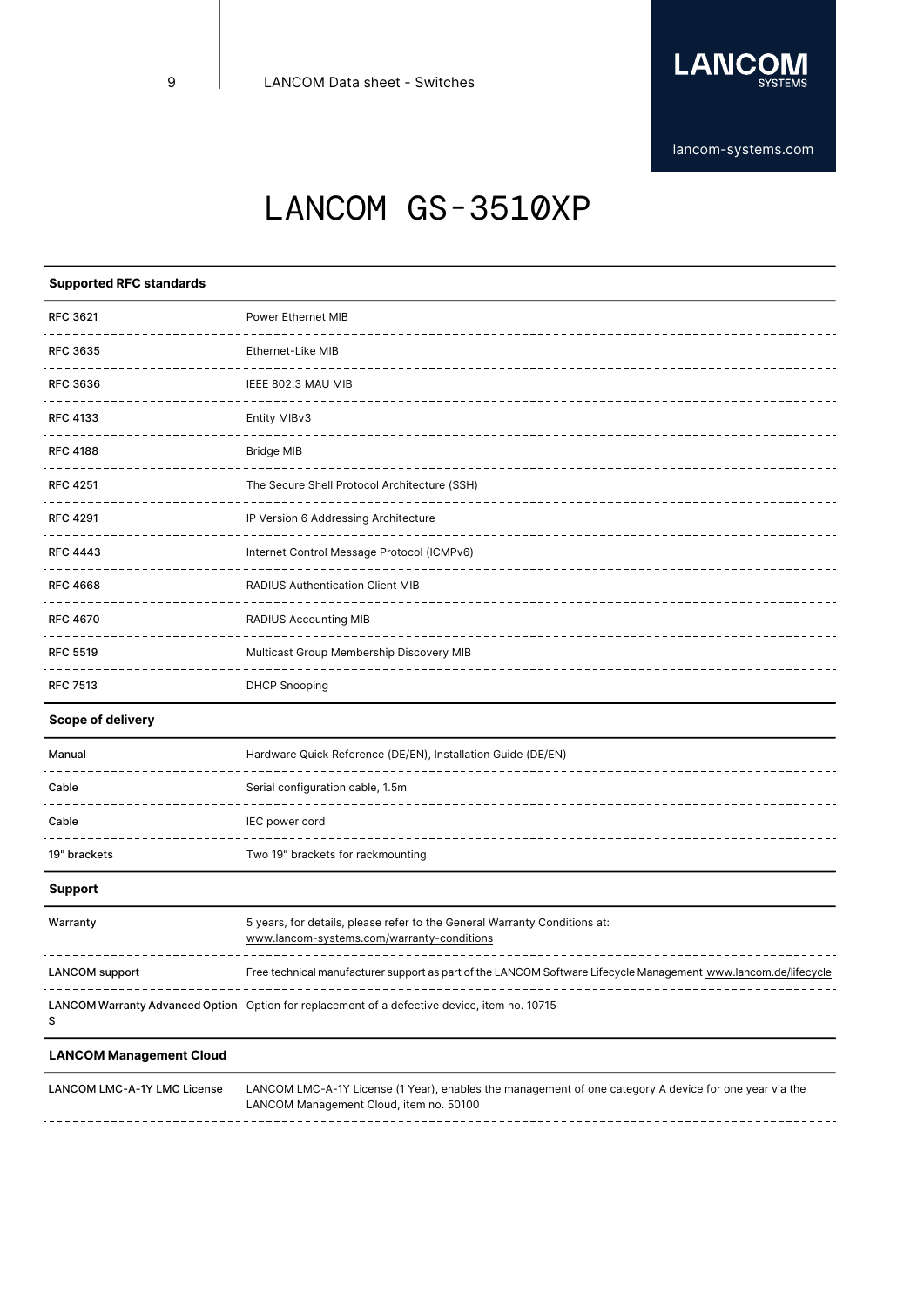# LANCOM GS-3510XP

| Supported RFC standards | |
|---|---|
| RFC 3621 | Power Ethernet MIB |
| RFC 3635 | Ethernet-Like MIB |
| RFC 3636 | IEEE 802.3 MAU MIB |
| RFC 4133 | Entity MIBv3 |
| RFC 4188 | Bridge MIB |
| RFC 4251 | The Secure Shell Protocol Architecture (SSH) |
| RFC 4291 | IP Version 6 Addressing Architecture |
| RFC 4443 | Internet Control Message Protocol (ICMPv6) |
| RFC 4668 | RADIUS Authentication Client MIB |
| RFC 4670 | RADIUS Accounting MIB |
| RFC 5519 | Multicast Group Membership Discovery MIB |
| RFC 7513 | DHCP Snooping |

| Scope of delivery | |
|---|---|
| Manual | Hardware Quick Reference (DE/EN), Installation Guide (DE/EN) |
| Cable | Serial configuration cable, 1.5m |
| Cable | IEC power cord |
| 19" brackets | Two 19" brackets for rackmounting |

| Support | |
|---|---|
| Warranty | 5 years, for details, please refer to the General Warranty Conditions at: www.lancom-systems.com/warranty-conditions |
| LANCOM support | Free technical manufacturer support as part of the LANCOM Software Lifecycle Management www.lancom.de/lifecycle |
| LANCOM Warranty Advanced Options | Option for replacement of a defective device, item no. 10715 |

| LANCOM Management Cloud | |
|---|---|
| LANCOM LMC-A-1Y LMC License | LANCOM LMC-A-1Y License (1 Year), enables the management of one category A device for one year via the LANCOM Management Cloud, item no. 50100 |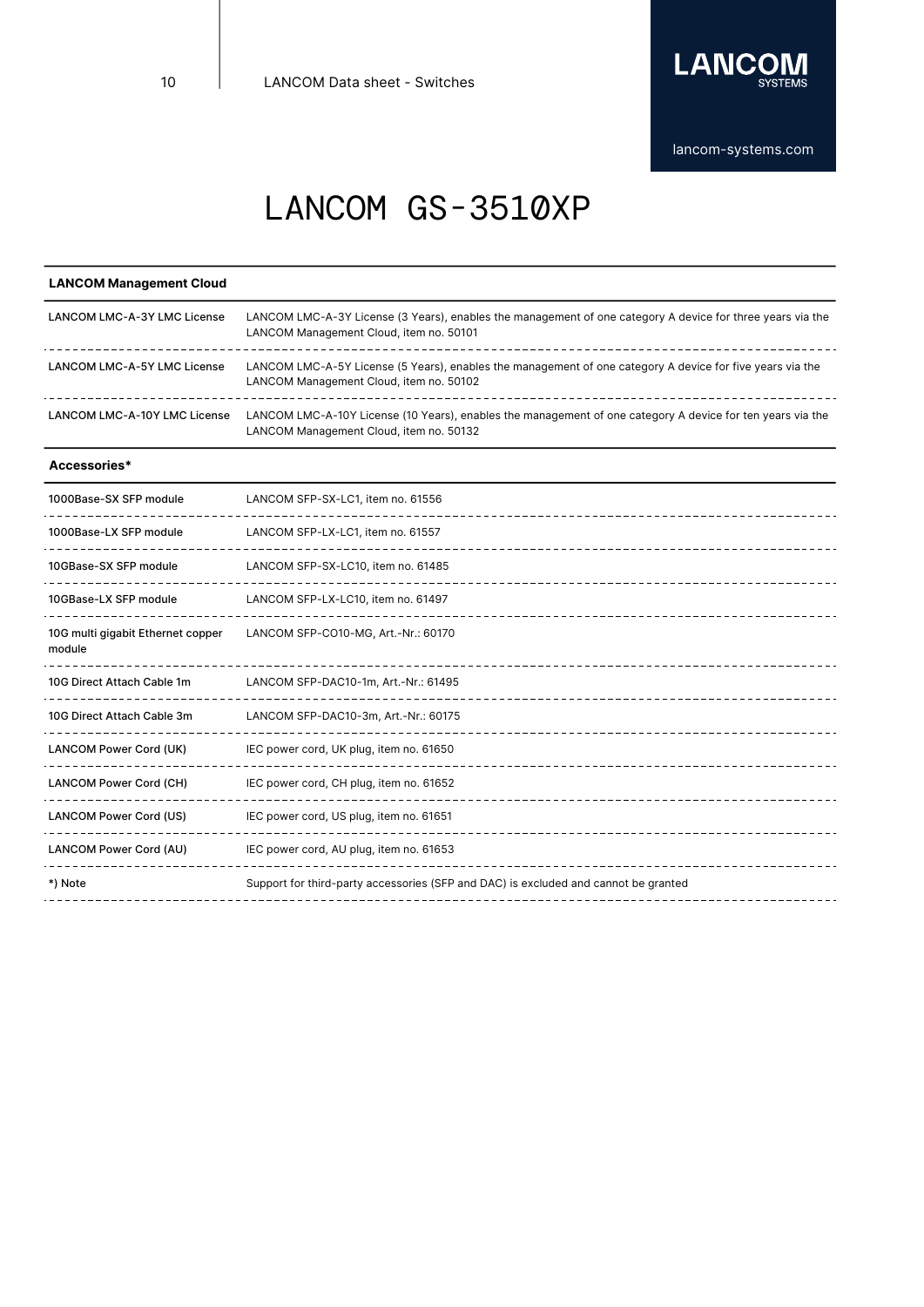# LANCOM GS-3510XP

| LANCOM Management Cloud | |
|---|---|
| LANCOM LMC-A-3Y LMC License | LANCOM LMC-A-3Y License (3 Years), enables the management of one category A device for three years via the LANCOM Management Cloud, item no. 50101 |
| LANCOM LMC-A-5Y LMC License | LANCOM LMC-A-5Y License (5 Years), enables the management of one category A device for five years via the LANCOM Management Cloud, item no. 50102 |
| LANCOM LMC-A-10Y LMC License | LANCOM LMC-A-10Y License (10 Years), enables the management of one category A device for ten years via the LANCOM Management Cloud, item no. 50132 |

| Accessories* | |
|---|---|
| 1000Base-SX SFP module | LANCOM SFP-SX-LC1, item no. 61556 |
| 1000Base-LX SFP module | LANCOM SFP-LX-LC1, item no. 61557 |
| 10GBase-SX SFP module | LANCOM SFP-SX-LC10, item no. 61485 |
| 10GBase-LX SFP module | LANCOM SFP-LX-LC10, item no. 61497 |
| 10G multi gigabit Ethernet copper module | LANCOM SFP-CO10-MG, Art.-Nr.: 60170 |
| 10G Direct Attach Cable 1m | LANCOM SFP-DAC10-1m, Art.-Nr.: 61495 |
| 10G Direct Attach Cable 3m | LANCOM SFP-DAC10-3m, Art.-Nr.: 60175 |
| LANCOM Power Cord (UK) | IEC power cord, UK plug, item no. 61650 |
| LANCOM Power Cord (CH) | IEC power cord, CH plug, item no. 61652 |
| LANCOM Power Cord (US) | IEC power cord, US plug, item no. 61651 |
| LANCOM Power Cord (AU) | IEC power cord, AU plug, item no. 61653 |
| *) Note | Support for third-party accessories (SFP and DAC) is excluded and cannot be granted |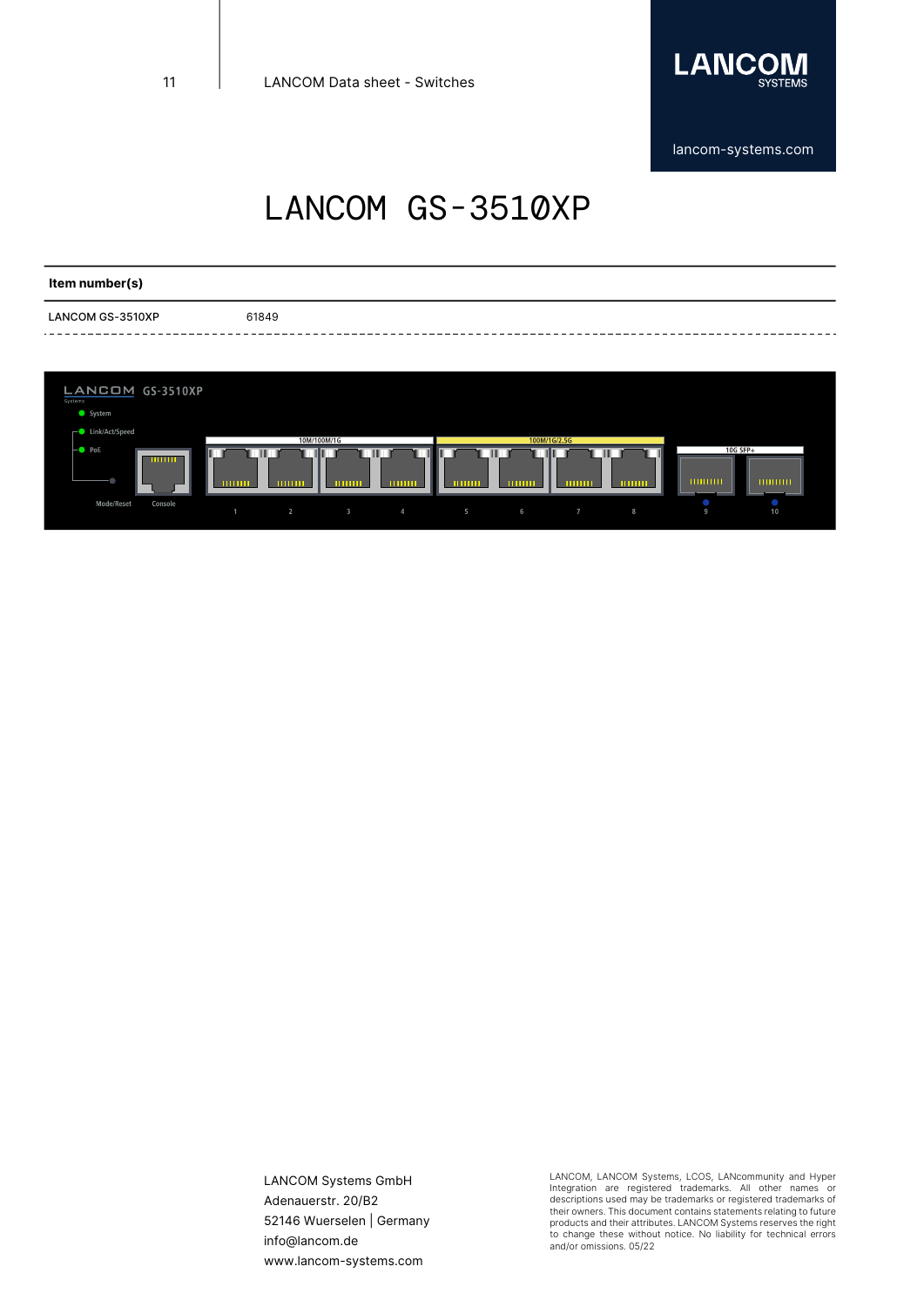# LANCOM GS-3510XP

| Item number(s) | |
|---|---|
| LANCOM GS-3510XP | 61849 |

LANCOM Systems GmbH
Adenauerstr. 20/B2
52146 Wuerselen | Germany
info@lancom.de
www.lancom-systems.com

LANCOM, LANCOM Systems, LCOS, LANcommunity and Hyper Integration are registered trademarks. All other names or descriptions used may be trademarks or registered trademarks of their owners. This document contains statements relating to future products and their attributes. LANCOM Systems reserves the right to change these without notice. No liability for technical errors and/or omissions. 05/22